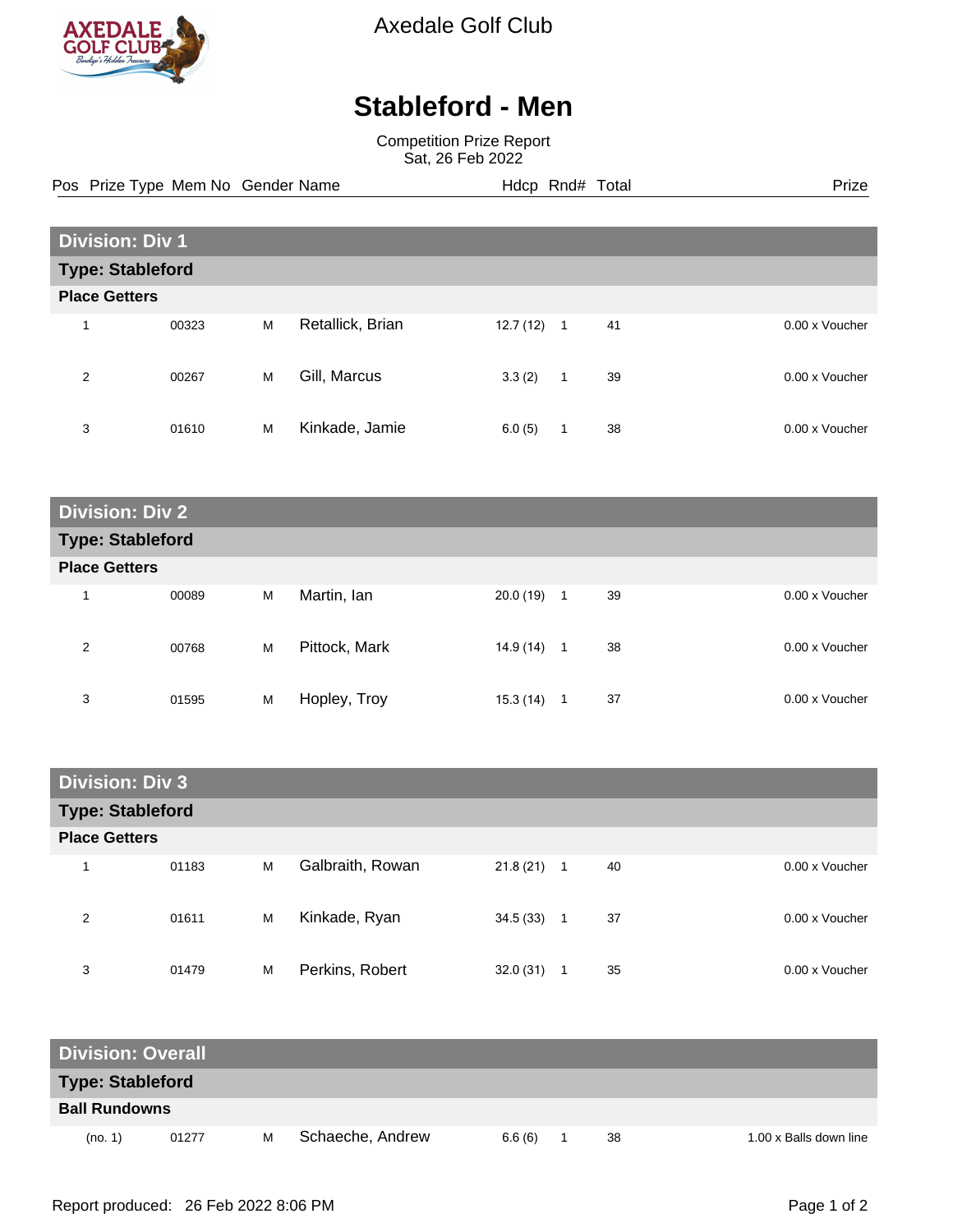Axedale Golf Club

# Stableford - Men

Competition Prize Report
Sat, 26 Feb 2022

## Division: Div 1

### Type: Stableford

**Place Getters**

| Pos | Prize Type | Mem No | Gender | Name | Hdcp | Rnd# | Total | Prize |
|---|---|---|---|---|---|---|---|---|
| 1 | | 00323 | M | Retallick, Brian | 12.7 (12) | 1 | 41 | 0.00 x Voucher |
| 2 | | 00267 | M | Gill, Marcus | 3.3 (2) | 1 | 39 | 0.00 x Voucher |
| 3 | | 01610 | M | Kinkade, Jamie | 6.0 (5) | 1 | 38 | 0.00 x Voucher |

## Division: Div 2

### Type: Stableford

**Place Getters**

| Pos | Prize Type | Mem No | Gender | Name | Hdcp | Rnd# | Total | Prize |
|---|---|---|---|---|---|---|---|---|
| 1 | | 00089 | M | Martin, Ian | 20.0 (19) | 1 | 39 | 0.00 x Voucher |
| 2 | | 00768 | M | Pittock, Mark | 14.9 (14) | 1 | 38 | 0.00 x Voucher |
| 3 | | 01595 | M | Hopley, Troy | 15.3 (14) | 1 | 37 | 0.00 x Voucher |

## Division: Div 3

### Type: Stableford

**Place Getters**

| Pos | Prize Type | Mem No | Gender | Name | Hdcp | Rnd# | Total | Prize |
|---|---|---|---|---|---|---|---|---|
| 1 | | 01183 | M | Galbraith, Rowan | 21.8 (21) | 1 | 40 | 0.00 x Voucher |
| 2 | | 01611 | M | Kinkade, Ryan | 34.5 (33) | 1 | 37 | 0.00 x Voucher |
| 3 | | 01479 | M | Perkins, Robert | 32.0 (31) | 1 | 35 | 0.00 x Voucher |

## Division: Overall

### Type: Stableford

**Ball Rundowns**

| Pos | Prize Type | Mem No | Gender | Name | Hdcp | Rnd# | Total | Prize |
|---|---|---|---|---|---|---|---|---|
| (no. 1) | | 01277 | M | Schaeche, Andrew | 6.6 (6) | 1 | 38 | 1.00 x Balls down line |

Report produced: 26 Feb 2022 8:06 PM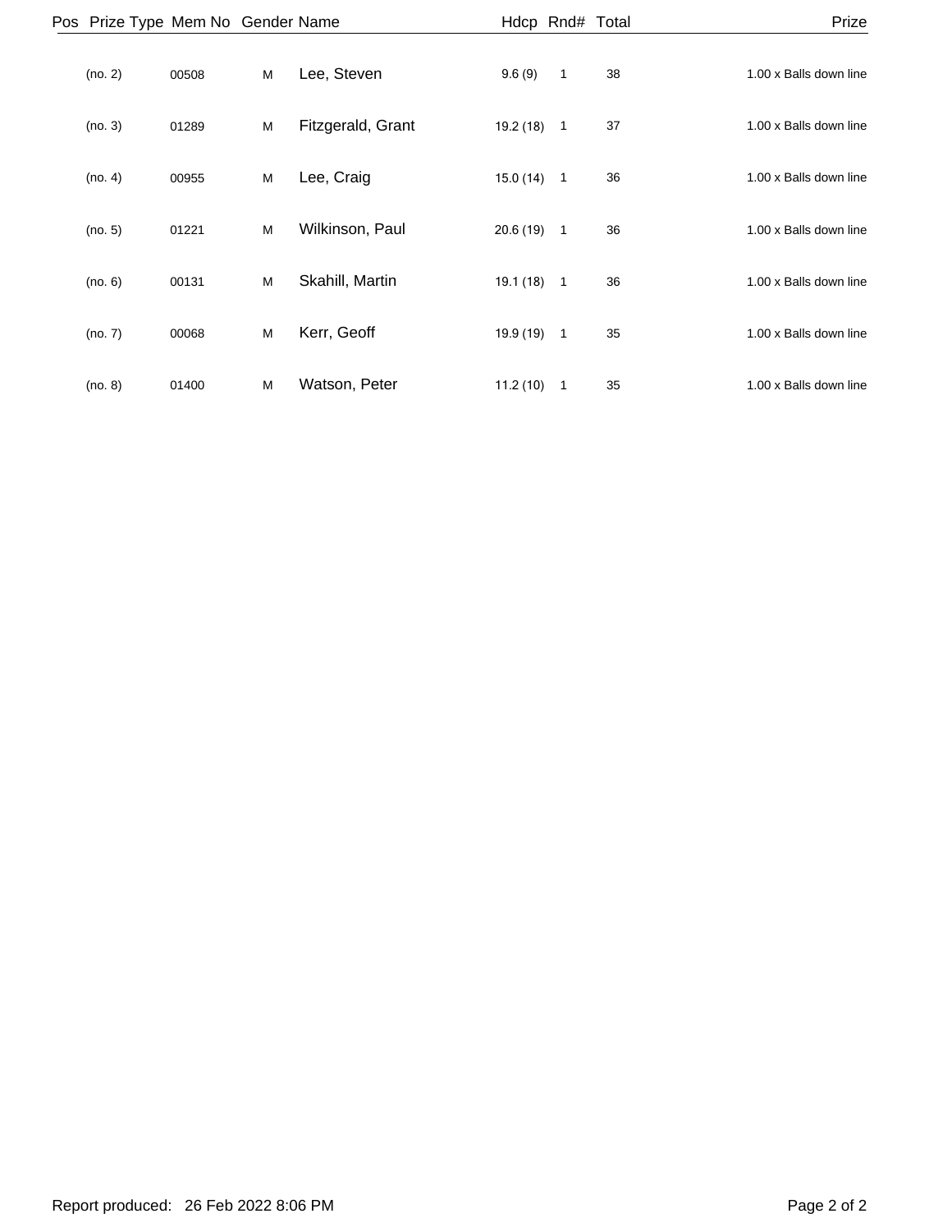| Pos | Prize Type | Mem No | Gender | Name | Hdcp | Rnd# | Total | Prize |
|---|---|---|---|---|---|---|---|---|
| | (no. 2) | 00508 | M | Lee, Steven | 9.6 (9) | 1 | 38 | 1.00 x Balls down line |
| | (no. 3) | 01289 | M | Fitzgerald, Grant | 19.2 (18) | 1 | 37 | 1.00 x Balls down line |
| | (no. 4) | 00955 | M | Lee, Craig | 15.0 (14) | 1 | 36 | 1.00 x Balls down line |
| | (no. 5) | 01221 | M | Wilkinson, Paul | 20.6 (19) | 1 | 36 | 1.00 x Balls down line |
| | (no. 6) | 00131 | M | Skahill, Martin | 19.1 (18) | 1 | 36 | 1.00 x Balls down line |
| | (no. 7) | 00068 | M | Kerr, Geoff | 19.9 (19) | 1 | 35 | 1.00 x Balls down line |
| | (no. 8) | 01400 | M | Watson, Peter | 11.2 (10) | 1 | 35 | 1.00 x Balls down line |

Report produced: 26 Feb 2022 8:06 PM